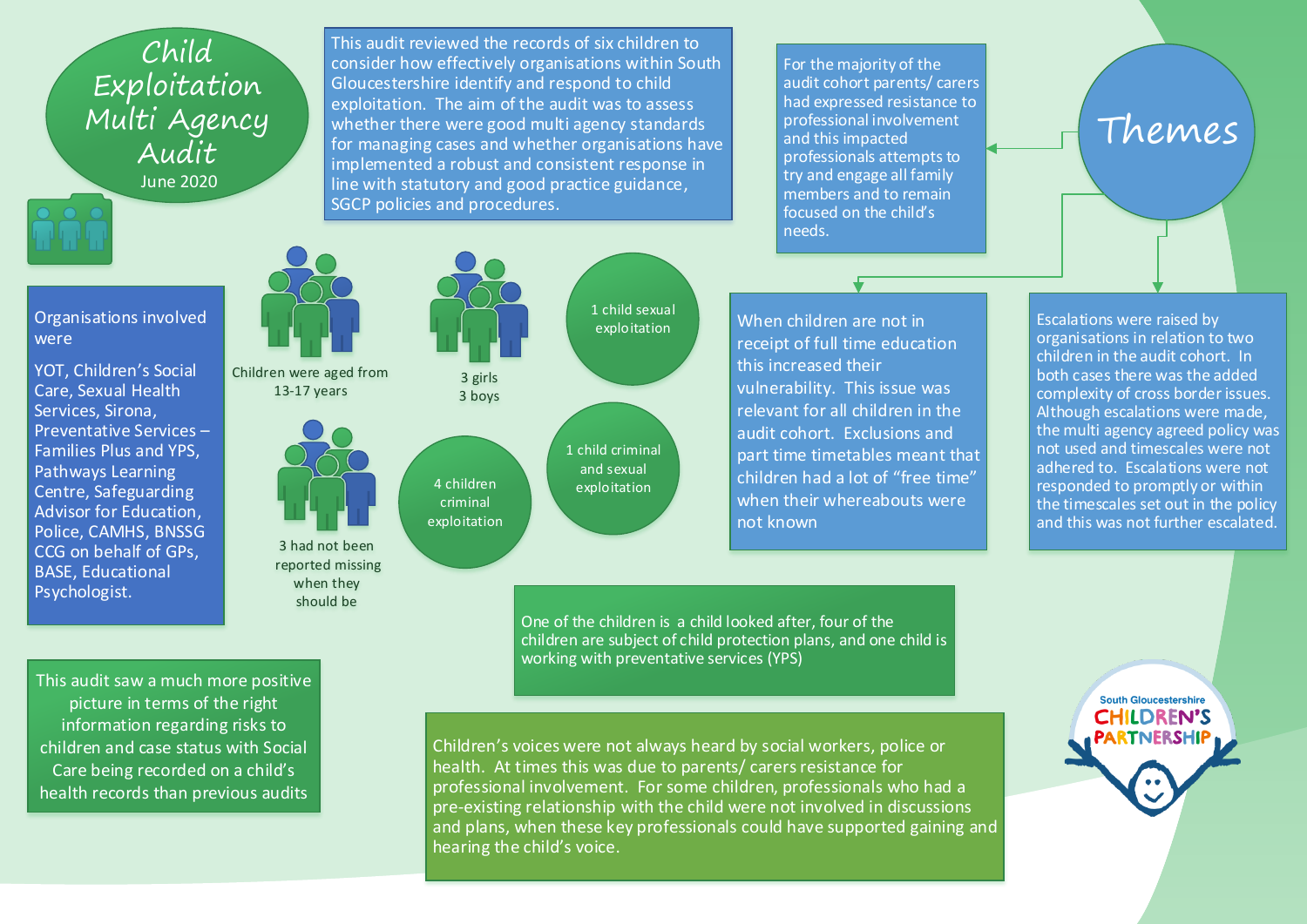# Child Exploitation Multi Agency Audit

June 2020

This audit reviewed the records of six children to consider how effectively organisations within South Gloucestershire identify and respond to child exploitation. The aim of the audit was to assess whether there were good multi agency standards for managing cases and whether organisations have implemented a robust and consistent response in line with statutory and good practice guidance, SGCP policies and procedures.

Organisations involved were

YOT, Children's Social Care, Sexual Health Services, Sirona, Preventative Services – Families Plus and YPS, Pathways Learning Centre, Safeguarding Advisor for Education, Police, CAMHS, BNSSG CCG on behalf of GPs, BASE, Educational Psychologist.

Children were aged from 13-17 years

3 girls
3 boys

1 child sexual exploitation

1 child criminal and sexual exploitation

4 children criminal exploitation

3 had not been reported missing when they should be

One of the children is a child looked after, four of the children are subject of child protection plans, and one child is working with preventative services (YPS)

This audit saw a much more positive picture in terms of the right information regarding risks to children and case status with Social Care being recorded on a child's health records than previous audits

Children's voices were not always heard by social workers, police or health. At times this was due to parents/ carers resistance for professional involvement. For some children, professionals who had a pre-existing relationship with the child were not involved in discussions and plans, when these key professionals could have supported gaining and hearing the child's voice.

## Themes

For the majority of the audit cohort parents/ carers had expressed resistance to professional involvement and this impacted professionals attempts to try and engage all family members and to remain focused on the child's needs.

When children are not in receipt of full time education this increased their vulnerability. This issue was relevant for all children in the audit cohort. Exclusions and part time timetables meant that children had a lot of "free time" when their whereabouts were not known

Escalations were raised by organisations in relation to two children in the audit cohort. In both cases there was the added complexity of cross border issues. Although escalations were made, the multi agency agreed policy was not used and timescales were not adhered to. Escalations were not responded to promptly or within the timescales set out in the policy and this was not further escalated.

South Gloucestershire CHILDREN'S PARTNERSHIP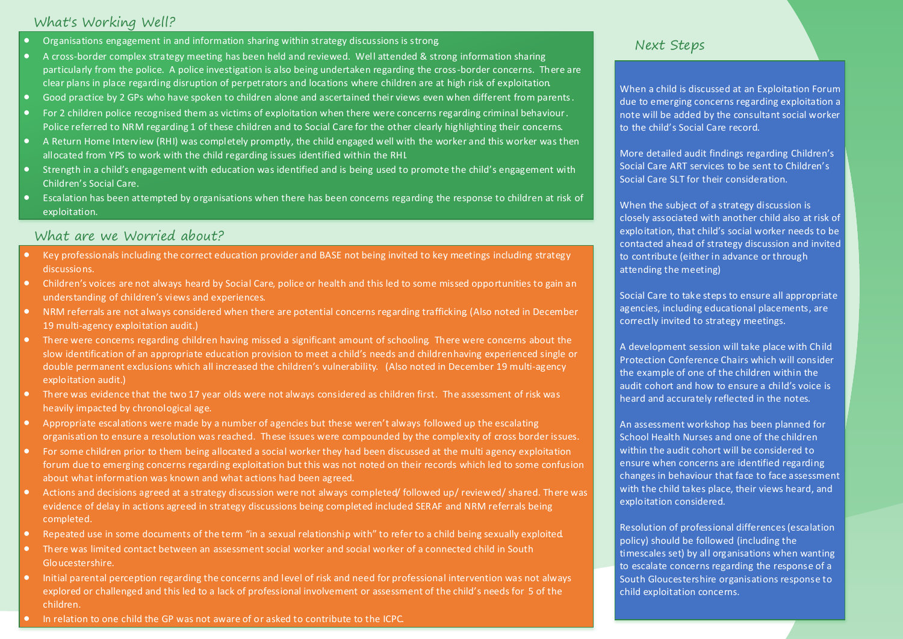## What's Working Well?

- Organisations engagement in and information sharing within strategy discussions is strong.
- A cross-border complex strategy meeting has been held and reviewed. Well attended & strong information sharing particularly from the police. A police investigation is also being undertaken regarding the cross-border concerns. There are clear plans in place regarding disruption of perpetrators and locations where children are at high risk of exploitation.
- Good practice by 2 GPs who have spoken to children alone and ascertained their views even when different from parents.
- For 2 children police recognised them as victims of exploitation when there were concerns regarding criminal behaviour. Police referred to NRM regarding 1 of these children and to Social Care for the other clearly highlighting their concerns.
- A Return Home Interview (RHI) was completely promptly, the child engaged well with the worker and this worker was then allocated from YPS to work with the child regarding issues identified within the RHI.
- Strength in a child's engagement with education was identified and is being used to promote the child's engagement with Children's Social Care.
- Escalation has been attempted by organisations when there has been concerns regarding the response to children at risk of exploitation.

## What are we Worried about?

- Key professionals including the correct education provider and BASE not being invited to key meetings including strategy discussions.
- Children's voices are not always heard by Social Care, police or health and this led to some missed opportunities to gain an understanding of children's views and experiences.
- NRM referrals are not always considered when there are potential concerns regarding trafficking (Also noted in December 19 multi-agency exploitation audit.)
- There were concerns regarding children having missed a significant amount of schooling. There were concerns about the slow identification of an appropriate education provision to meet a child's needs and children having experienced single or double permanent exclusions which all increased the children's vulnerability. (Also noted in December 19 multi-agency exploitation audit.)
- There was evidence that the two 17 year olds were not always considered as children first. The assessment of risk was heavily impacted by chronological age.
- Appropriate escalations were made by a number of agencies but these weren't always followed up the escalating organisation to ensure a resolution was reached. These issues were compounded by the complexity of cross border issues.
- For some children prior to them being allocated a social worker they had been discussed at the multi agency exploitation forum due to emerging concerns regarding exploitation but this was not noted on their records which led to some confusion about what information was known and what actions had been agreed.
- Actions and decisions agreed at a strategy discussion were not always completed/ followed up/ reviewed/ shared. There was evidence of delay in actions agreed in strategy discussions being completed included SERAF and NRM referrals being completed.
- Repeated use in some documents of the term "in a sexual relationship with" to refer to a child being sexually exploited.
- There was limited contact between an assessment social worker and social worker of a connected child in South Gloucestershire.
- Initial parental perception regarding the concerns and level of risk and need for professional intervention was not always explored or challenged and this led to a lack of professional involvement or assessment of the child's needs for 5 of the children.
- In relation to one child the GP was not aware of or asked to contribute to the ICPC.

## Next Steps

When a child is discussed at an Exploitation Forum due to emerging concerns regarding exploitation a note will be added by the consultant social worker to the child's Social Care record.

More detailed audit findings regarding Children's Social Care ART services to be sent to Children's Social Care SLT for their consideration.

When the subject of a strategy discussion is closely associated with another child also at risk of exploitation, that child's social worker needs to be contacted ahead of strategy discussion and invited to contribute (either in advance or through attending the meeting)

Social Care to take steps to ensure all appropriate agencies, including educational placements, are correctly invited to strategy meetings.

A development session will take place with Child Protection Conference Chairs which will consider the example of one of the children within the audit cohort and how to ensure a child's voice is heard and accurately reflected in the notes.

An assessment workshop has been planned for School Health Nurses and one of the children within the audit cohort will be considered to ensure when concerns are identified regarding changes in behaviour that face to face assessment with the child takes place, their views heard, and exploitation considered.

Resolution of professional differences (escalation policy) should be followed (including the timescales set) by all organisations when wanting to escalate concerns regarding the response of a South Gloucestershire organisations response to child exploitation concerns.